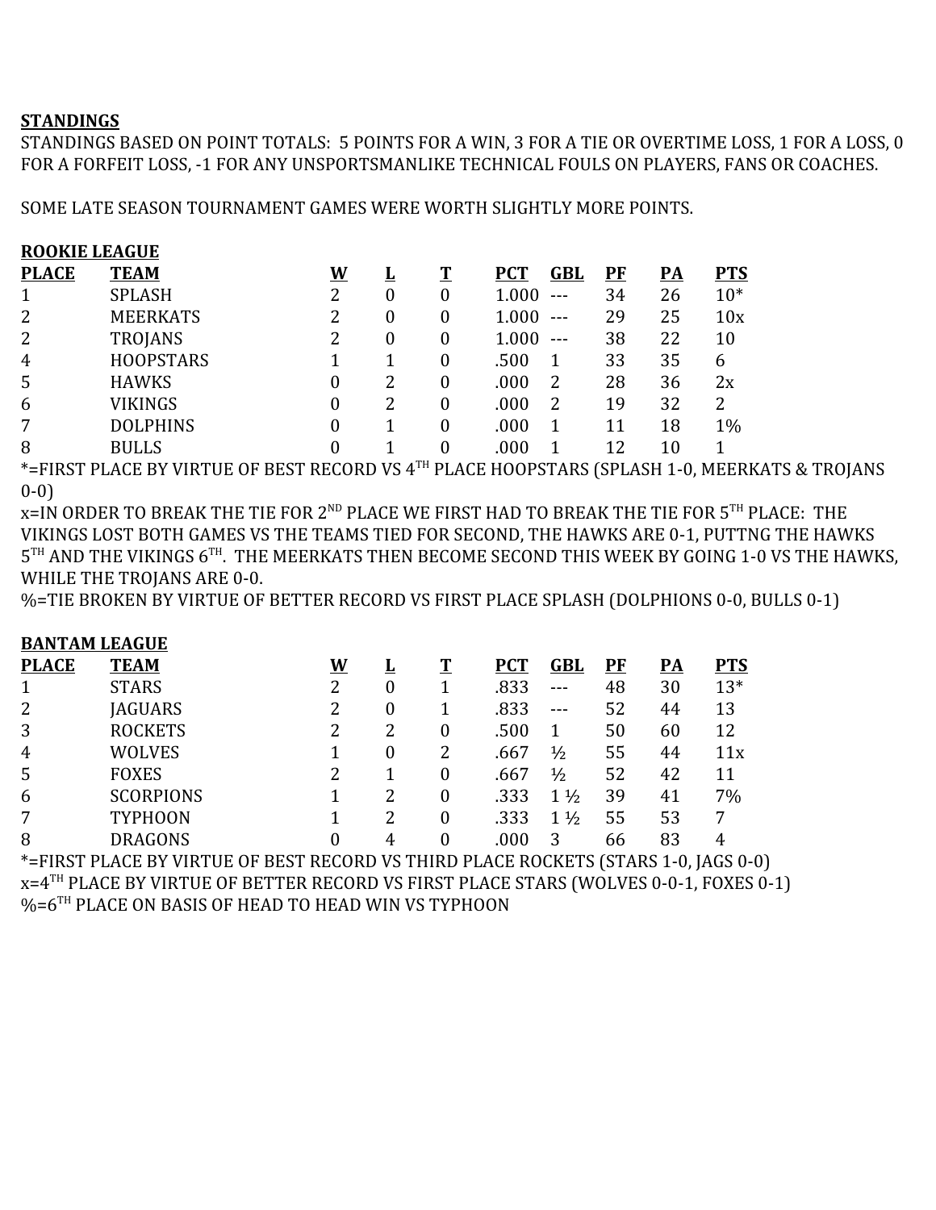**STANDINGS**

STANDINGS BASED ON POINT TOTALS: 5 POINTS FOR A WIN, 3 FOR A TIE OR OVERTIME LOSS, 1 FOR A LOSS, 0 FOR A FORFEIT LOSS, -1 FOR ANY UNSPORTSMANLIKE TECHNICAL FOULS ON PLAYERS, FANS OR COACHES.

SOME LATE SEASON TOURNAMENT GAMES WERE WORTH SLIGHTLY MORE POINTS.

**ROOKIE LEAGUE**

| PLACE | TEAM | W | L | T | PCT | GBL | PF | PA | PTS |
|---|---|---|---|---|---|---|---|---|---|
| 1 | SPLASH | 2 | 0 | 0 | 1.000 | --- | 34 | 26 | 10* |
| 2 | MEERKATS | 2 | 0 | 0 | 1.000 | --- | 29 | 25 | 10x |
| 2 | TROJANS | 2 | 0 | 0 | 1.000 | --- | 38 | 22 | 10 |
| 4 | HOOPSTARS | 1 | 1 | 0 | .500 | 1 | 33 | 35 | 6 |
| 5 | HAWKS | 0 | 2 | 0 | .000 | 2 | 28 | 36 | 2x |
| 6 | VIKINGS | 0 | 2 | 0 | .000 | 2 | 19 | 32 | 2 |
| 7 | DOLPHINS | 0 | 1 | 0 | .000 | 1 | 11 | 18 | 1% |
| 8 | BULLS | 0 | 1 | 0 | .000 | 1 | 12 | 10 | 1 |

*=FIRST PLACE BY VIRTUE OF BEST RECORD VS 4TH PLACE HOOPSTARS (SPLASH 1-0, MEERKATS & TROJANS 0-0)

x=IN ORDER TO BREAK THE TIE FOR 2ND PLACE WE FIRST HAD TO BREAK THE TIE FOR 5TH PLACE: THE VIKINGS LOST BOTH GAMES VS THE TEAMS TIED FOR SECOND, THE HAWKS ARE 0-1, PUTTNG THE HAWKS 5TH AND THE VIKINGS 6TH. THE MEERKATS THEN BECOME SECOND THIS WEEK BY GOING 1-0 VS THE HAWKS, WHILE THE TROJANS ARE 0-0.

%=TIE BROKEN BY VIRTUE OF BETTER RECORD VS FIRST PLACE SPLASH (DOLPHIONS 0-0, BULLS 0-1)

**BANTAM LEAGUE**

| PLACE | TEAM | W | L | T | PCT | GBL | PF | PA | PTS |
|---|---|---|---|---|---|---|---|---|---|
| 1 | STARS | 2 | 0 | 1 | .833 | --- | 48 | 30 | 13* |
| 2 | JAGUARS | 2 | 0 | 1 | .833 | --- | 52 | 44 | 13 |
| 3 | ROCKETS | 2 | 2 | 0 | .500 | 1 | 50 | 60 | 12 |
| 4 | WOLVES | 1 | 0 | 2 | .667 | ½ | 55 | 44 | 11x |
| 5 | FOXES | 2 | 1 | 0 | .667 | ½ | 52 | 42 | 11 |
| 6 | SCORPIONS | 1 | 2 | 0 | .333 | 1 ½ | 39 | 41 | 7% |
| 7 | TYPHOON | 1 | 2 | 0 | .333 | 1 ½ | 55 | 53 | 7 |
| 8 | DRAGONS | 0 | 4 | 0 | .000 | 3 | 66 | 83 | 4 |

*=FIRST PLACE BY VIRTUE OF BEST RECORD VS THIRD PLACE ROCKETS (STARS 1-0, JAGS 0-0)

x=4TH PLACE BY VIRTUE OF BETTER RECORD VS FIRST PLACE STARS (WOLVES 0-0-1, FOXES 0-1)

%=6TH PLACE ON BASIS OF HEAD TO HEAD WIN VS TYPHOON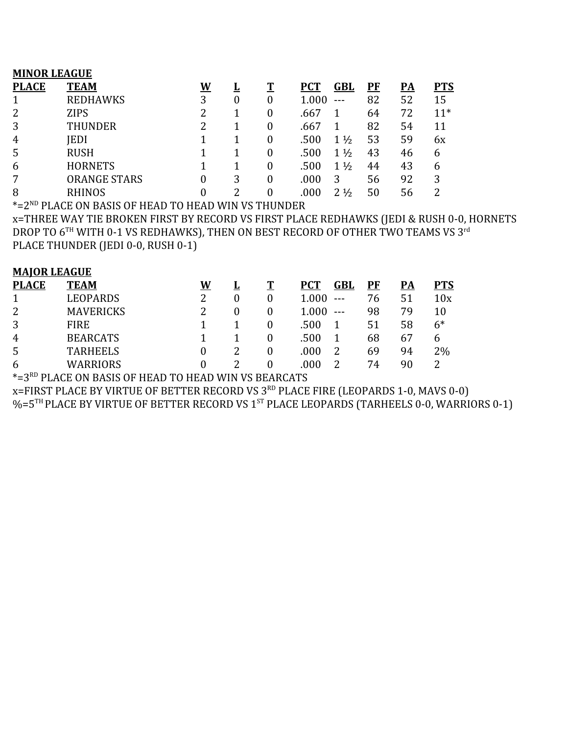**MINOR LEAGUE**

| PLACE | TEAM | W | L | T | PCT | GBL | PF | PA | PTS |
|---|---|---|---|---|---|---|---|---|---|
| 1 | REDHAWKS | 3 | 0 | 0 | 1.000 | --- | 82 | 52 | 15 |
| 2 | ZIPS | 2 | 1 | 0 | .667 | 1 | 64 | 72 | 11* |
| 3 | THUNDER | 2 | 1 | 0 | .667 | 1 | 82 | 54 | 11 |
| 4 | JEDI | 1 | 1 | 0 | .500 | 1 ½ | 53 | 59 | 6x |
| 5 | RUSH | 1 | 1 | 0 | .500 | 1 ½ | 43 | 46 | 6 |
| 6 | HORNETS | 1 | 1 | 0 | .500 | 1 ½ | 44 | 43 | 6 |
| 7 | ORANGE STARS | 0 | 3 | 0 | .000 | 3 | 56 | 92 | 3 |
| 8 | RHINOS | 0 | 2 | 0 | .000 | 2 ½ | 50 | 56 | 2 |

*=2ND PLACE ON BASIS OF HEAD TO HEAD WIN VS THUNDER

x=THREE WAY TIE BROKEN FIRST BY RECORD VS FIRST PLACE REDHAWKS (JEDI & RUSH 0-0, HORNETS DROP TO 6TH WITH 0-1 VS REDHAWKS), THEN ON BEST RECORD OF OTHER TWO TEAMS VS 3rd PLACE THUNDER (JEDI 0-0, RUSH 0-1)

**MAJOR LEAGUE**

| PLACE | TEAM | W | L | T | PCT | GBL | PF | PA | PTS |
|---|---|---|---|---|---|---|---|---|---|
| 1 | LEOPARDS | 2 | 0 | 0 | 1.000 | --- | 76 | 51 | 10x |
| 2 | MAVERICKS | 2 | 0 | 0 | 1.000 | --- | 98 | 79 | 10 |
| 3 | FIRE | 1 | 1 | 0 | .500 | 1 | 51 | 58 | 6* |
| 4 | BEARCATS | 1 | 1 | 0 | .500 | 1 | 68 | 67 | 6 |
| 5 | TARHEELS | 0 | 2 | 0 | .000 | 2 | 69 | 94 | 2% |
| 6 | WARRIORS | 0 | 2 | 0 | .000 | 2 | 74 | 90 | 2 |

*=3RD PLACE ON BASIS OF HEAD TO HEAD WIN VS BEARCATS

x=FIRST PLACE BY VIRTUE OF BETTER RECORD VS 3RD PLACE FIRE (LEOPARDS 1-0, MAVS 0-0)

%=5TH PLACE BY VIRTUE OF BETTER RECORD VS 1ST PLACE LEOPARDS (TARHEELS 0-0, WARRIORS 0-1)